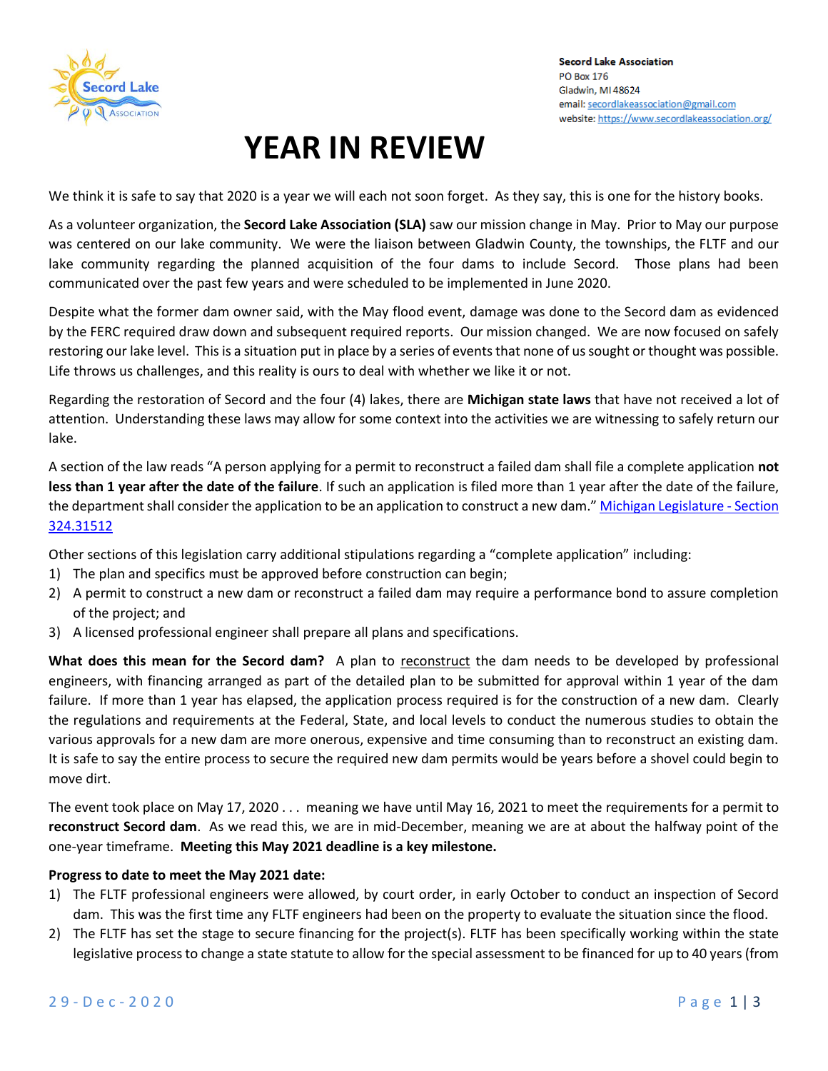Secord Lake Association
PO Box 176
Gladwin, MI 48624
email: secordlakeassociation@gmail.com
website: https://www.secordlakeassociation.org/

# YEAR IN REVIEW

We think it is safe to say that 2020 is a year we will each not soon forget. As they say, this is one for the history books.

As a volunteer organization, the **Secord Lake Association (SLA)** saw our mission change in May. Prior to May our purpose was centered on our lake community. We were the liaison between Gladwin County, the townships, the FLTF and our lake community regarding the planned acquisition of the four dams to include Secord. Those plans had been communicated over the past few years and were scheduled to be implemented in June 2020.

Despite what the former dam owner said, with the May flood event, damage was done to the Secord dam as evidenced by the FERC required draw down and subsequent required reports. Our mission changed. We are now focused on safely restoring our lake level. This is a situation put in place by a series of events that none of us sought or thought was possible. Life throws us challenges, and this reality is ours to deal with whether we like it or not.

Regarding the restoration of Secord and the four (4) lakes, there are **Michigan state laws** that have not received a lot of attention. Understanding these laws may allow for some context into the activities we are witnessing to safely return our lake.

A section of the law reads "A person applying for a permit to reconstruct a failed dam shall file a complete application **not less than 1 year after the date of the failure**. If such an application is filed more than 1 year after the date of the failure, the department shall consider the application to be an application to construct a new dam." Michigan Legislature - Section 324.31512

Other sections of this legislation carry additional stipulations regarding a "complete application" including:

1) The plan and specifics must be approved before construction can begin;
2) A permit to construct a new dam or reconstruct a failed dam may require a performance bond to assure completion of the project; and
3) A licensed professional engineer shall prepare all plans and specifications.

**What does this mean for the Secord dam?** A plan to reconstruct the dam needs to be developed by professional engineers, with financing arranged as part of the detailed plan to be submitted for approval within 1 year of the dam failure. If more than 1 year has elapsed, the application process required is for the construction of a new dam. Clearly the regulations and requirements at the Federal, State, and local levels to conduct the numerous studies to obtain the various approvals for a new dam are more onerous, expensive and time consuming than to reconstruct an existing dam. It is safe to say the entire process to secure the required new dam permits would be years before a shovel could begin to move dirt.

The event took place on May 17, 2020 . . . meaning we have until May 16, 2021 to meet the requirements for a permit to **reconstruct Secord dam**. As we read this, we are in mid-December, meaning we are at about the halfway point of the one-year timeframe. **Meeting this May 2021 deadline is a key milestone.**

**Progress to date to meet the May 2021 date:**

1) The FLTF professional engineers were allowed, by court order, in early October to conduct an inspection of Secord dam. This was the first time any FLTF engineers had been on the property to evaluate the situation since the flood.
2) The FLTF has set the stage to secure financing for the project(s). FLTF has been specifically working within the state legislative process to change a state statute to allow for the special assessment to be financed for up to 40 years (from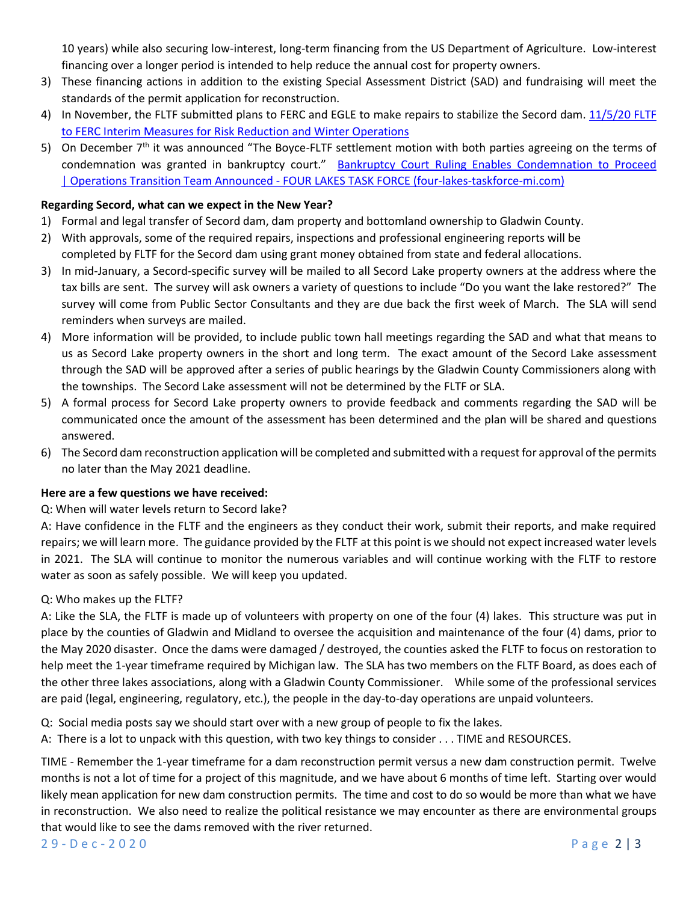10 years) while also securing low-interest, long-term financing from the US Department of Agriculture. Low-interest financing over a longer period is intended to help reduce the annual cost for property owners.

3) These financing actions in addition to the existing Special Assessment District (SAD) and fundraising will meet the standards of the permit application for reconstruction.
4) In November, the FLTF submitted plans to FERC and EGLE to make repairs to stabilize the Secord dam. [11/5/20 FLTF to FERC Interim Measures for Risk Reduction and Winter Operations]()
5) On December 7th it was announced "The Boyce-FLTF settlement motion with both parties agreeing on the terms of condemnation was granted in bankruptcy court." [Bankruptcy Court Ruling Enables Condemnation to Proceed | Operations Transition Team Announced - FOUR LAKES TASK FORCE (four-lakes-taskforce-mi.com)]()

**Regarding Secord, what can we expect in the New Year?**

1) Formal and legal transfer of Secord dam, dam property and bottomland ownership to Gladwin County.
2) With approvals, some of the required repairs, inspections and professional engineering reports will be completed by FLTF for the Secord dam using grant money obtained from state and federal allocations.
3) In mid-January, a Secord-specific survey will be mailed to all Secord Lake property owners at the address where the tax bills are sent. The survey will ask owners a variety of questions to include "Do you want the lake restored?" The survey will come from Public Sector Consultants and they are due back the first week of March. The SLA will send reminders when surveys are mailed.
4) More information will be provided, to include public town hall meetings regarding the SAD and what that means to us as Secord Lake property owners in the short and long term. The exact amount of the Secord Lake assessment through the SAD will be approved after a series of public hearings by the Gladwin County Commissioners along with the townships. The Secord Lake assessment will not be determined by the FLTF or SLA.
5) A formal process for Secord Lake property owners to provide feedback and comments regarding the SAD will be communicated once the amount of the assessment has been determined and the plan will be shared and questions answered.
6) The Secord dam reconstruction application will be completed and submitted with a request for approval of the permits no later than the May 2021 deadline.

**Here are a few questions we have received:**

Q: When will water levels return to Secord lake?

A: Have confidence in the FLTF and the engineers as they conduct their work, submit their reports, and make required repairs; we will learn more. The guidance provided by the FLTF at this point is we should not expect increased water levels in 2021. The SLA will continue to monitor the numerous variables and will continue working with the FLTF to restore water as soon as safely possible. We will keep you updated.

Q: Who makes up the FLTF?

A: Like the SLA, the FLTF is made up of volunteers with property on one of the four (4) lakes. This structure was put in place by the counties of Gladwin and Midland to oversee the acquisition and maintenance of the four (4) dams, prior to the May 2020 disaster. Once the dams were damaged / destroyed, the counties asked the FLTF to focus on restoration to help meet the 1-year timeframe required by Michigan law. The SLA has two members on the FLTF Board, as does each of the other three lakes associations, along with a Gladwin County Commissioner. While some of the professional services are paid (legal, engineering, regulatory, etc.), the people in the day-to-day operations are unpaid volunteers.

Q: Social media posts say we should start over with a new group of people to fix the lakes.

A: There is a lot to unpack with this question, with two key things to consider . . . TIME and RESOURCES.

TIME - Remember the 1-year timeframe for a dam reconstruction permit versus a new dam construction permit. Twelve months is not a lot of time for a project of this magnitude, and we have about 6 months of time left. Starting over would likely mean application for new dam construction permits. The time and cost to do so would be more than what we have in reconstruction. We also need to realize the political resistance we may encounter as there are environmental groups that would like to see the dams removed with the river returned.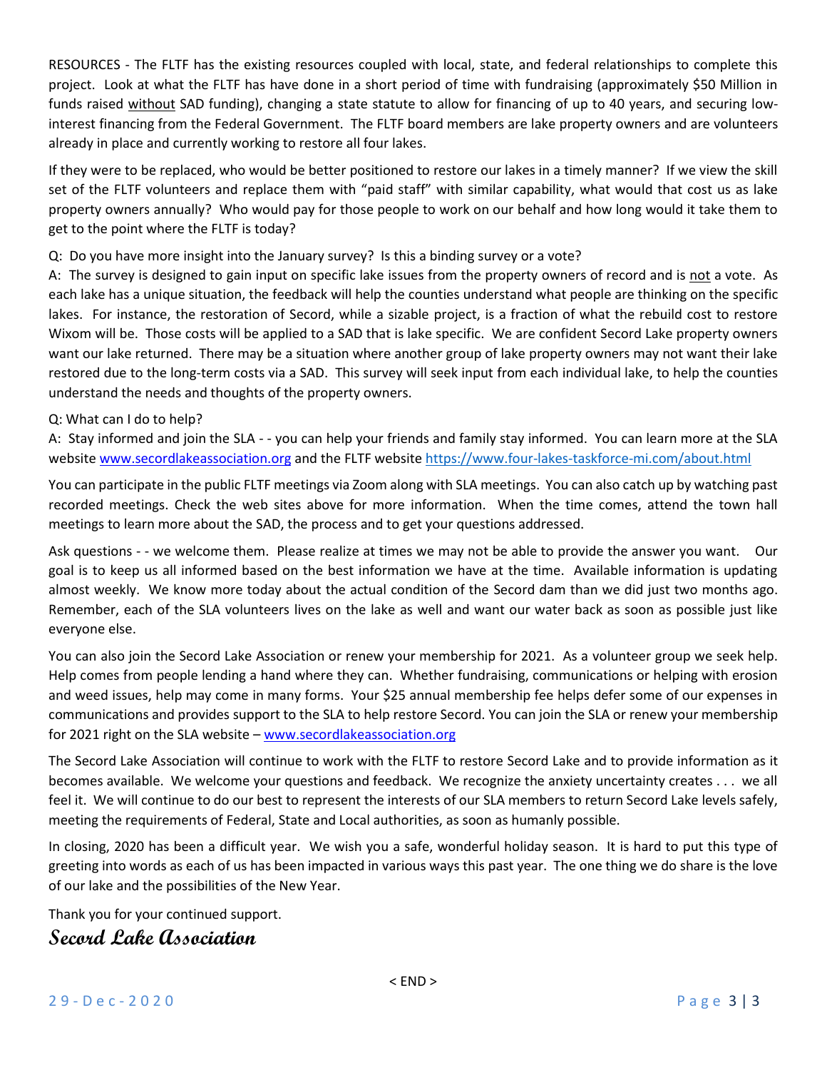RESOURCES - The FLTF has the existing resources coupled with local, state, and federal relationships to complete this project. Look at what the FLTF has have done in a short period of time with fundraising (approximately $50 Million in funds raised <u>without</u> SAD funding), changing a state statute to allow for financing of up to 40 years, and securing low-interest financing from the Federal Government. The FLTF board members are lake property owners and are volunteers already in place and currently working to restore all four lakes.

If they were to be replaced, who would be better positioned to restore our lakes in a timely manner? If we view the skill set of the FLTF volunteers and replace them with "paid staff" with similar capability, what would that cost us as lake property owners annually? Who would pay for those people to work on our behalf and how long would it take them to get to the point where the FLTF is today?

Q: Do you have more insight into the January survey? Is this a binding survey or a vote?
A: The survey is designed to gain input on specific lake issues from the property owners of record and is <u>not</u> a vote. As each lake has a unique situation, the feedback will help the counties understand what people are thinking on the specific lakes. For instance, the restoration of Secord, while a sizable project, is a fraction of what the rebuild cost to restore Wixom will be. Those costs will be applied to a SAD that is lake specific. We are confident Secord Lake property owners want our lake returned. There may be a situation where another group of lake property owners may not want their lake restored due to the long-term costs via a SAD. This survey will seek input from each individual lake, to help the counties understand the needs and thoughts of the property owners.

Q: What can I do to help?
A: Stay informed and join the SLA - - you can help your friends and family stay informed. You can learn more at the SLA website [www.secordlakeassociation.org](http://www.secordlakeassociation.org) and the FLTF website [https://www.four-lakes-taskforce-mi.com/about.html](https://www.four-lakes-taskforce-mi.com/about.html)

You can participate in the public FLTF meetings via Zoom along with SLA meetings. You can also catch up by watching past recorded meetings. Check the web sites above for more information. When the time comes, attend the town hall meetings to learn more about the SAD, the process and to get your questions addressed.

Ask questions - - we welcome them. Please realize at times we may not be able to provide the answer you want. Our goal is to keep us all informed based on the best information we have at the time. Available information is updating almost weekly. We know more today about the actual condition of the Secord dam than we did just two months ago. Remember, each of the SLA volunteers lives on the lake as well and want our water back as soon as possible just like everyone else.

You can also join the Secord Lake Association or renew your membership for 2021. As a volunteer group we seek help. Help comes from people lending a hand where they can. Whether fundraising, communications or helping with erosion and weed issues, help may come in many forms. Your $25 annual membership fee helps defer some of our expenses in communications and provides support to the SLA to help restore Secord. You can join the SLA or renew your membership for 2021 right on the SLA website – [www.secordlakeassociation.org](http://www.secordlakeassociation.org)

The Secord Lake Association will continue to work with the FLTF to restore Secord Lake and to provide information as it becomes available. We welcome your questions and feedback. We recognize the anxiety uncertainty creates . . . we all feel it. We will continue to do our best to represent the interests of our SLA members to return Secord Lake levels safely, meeting the requirements of Federal, State and Local authorities, as soon as humanly possible.

In closing, 2020 has been a difficult year. We wish you a safe, wonderful holiday season. It is hard to put this type of greeting into words as each of us has been impacted in various ways this past year. The one thing we do share is the love of our lake and the possibilities of the New Year.

Thank you for your continued support.

**Secord Lake Association**

< END >

29-Dec-2020